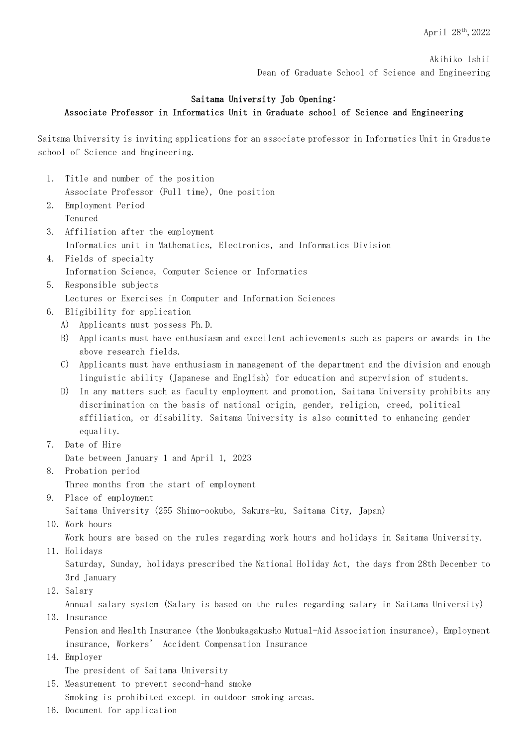April 28th, 2022

Akihiko Ishii
Dean of Graduate School of Science and Engineering

## Saitama University Job Opening:
## Associate Professor in Informatics Unit in Graduate school of Science and Engineering

Saitama University is inviting applications for an associate professor in Informatics Unit in Graduate school of Science and Engineering.

1. Title and number of the position
   Associate Professor (Full time), One position
2. Employment Period
   Tenured
3. Affiliation after the employment
   Informatics unit in Mathematics, Electronics, and Informatics Division
4. Fields of specialty
   Information Science, Computer Science or Informatics
5. Responsible subjects
   Lectures or Exercises in Computer and Information Sciences
6. Eligibility for application
   A) Applicants must possess Ph.D.
   B) Applicants must have enthusiasm and excellent achievements such as papers or awards in the above research fields.
   C) Applicants must have enthusiasm in management of the department and the division and enough linguistic ability (Japanese and English) for education and supervision of students.
   D) In any matters such as faculty employment and promotion, Saitama University prohibits any discrimination on the basis of national origin, gender, religion, creed, political affiliation, or disability. Saitama University is also committed to enhancing gender equality.
7. Date of Hire
   Date between January 1 and April 1, 2023
8. Probation period
   Three months from the start of employment
9. Place of employment
   Saitama University (255 Shimo-ookubo, Sakura-ku, Saitama City, Japan)
10. Work hours
    Work hours are based on the rules regarding work hours and holidays in Saitama University.
11. Holidays
    Saturday, Sunday, holidays prescribed the National Holiday Act, the days from 28th December to 3rd January
12. Salary
    Annual salary system (Salary is based on the rules regarding salary in Saitama University)
13. Insurance
    Pension and Health Insurance (the Monbukagakusho Mutual-Aid Association insurance), Employment insurance, Workers' Accident Compensation Insurance
14. Employer
    The president of Saitama University
15. Measurement to prevent second-hand smoke
    Smoking is prohibited except in outdoor smoking areas.
16. Document for application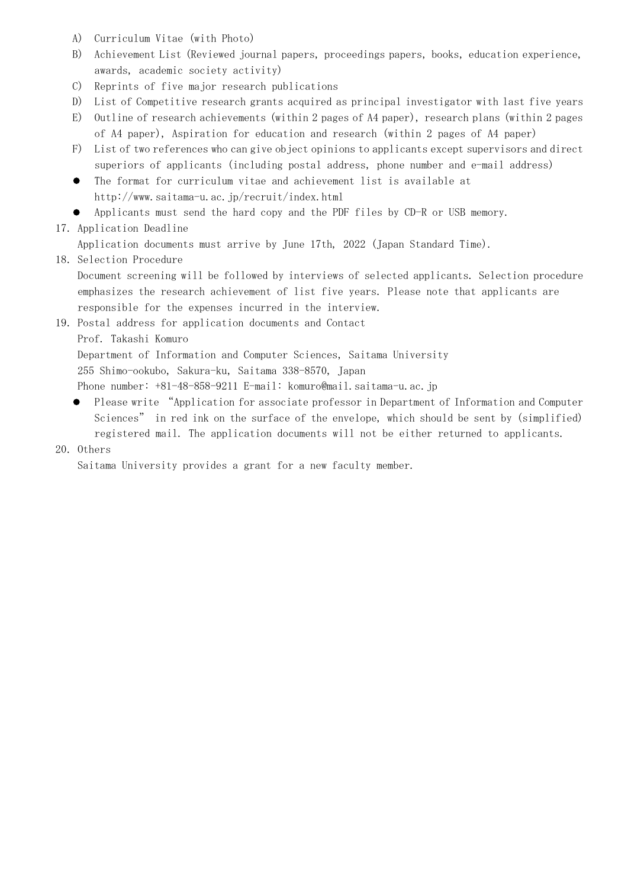A) Curriculum Vitae (with Photo)

B) Achievement List (Reviewed journal papers, proceedings papers, books, education experience, awards, academic society activity)

C) Reprints of five major research publications

D) List of Competitive research grants acquired as principal investigator with last five years

E) Outline of research achievements (within 2 pages of A4 paper), research plans (within 2 pages of A4 paper), Aspiration for education and research (within 2 pages of A4 paper)

F) List of two references who can give object opinions to applicants except supervisors and direct superiors of applicants (including postal address, phone number and e-mail address)

- The format for curriculum vitae and achievement list is available at http://www.saitama-u.ac.jp/recruit/index.html
- Applicants must send the hard copy and the PDF files by CD-R or USB memory.

17. Application Deadline

Application documents must arrive by June 17th, 2022 (Japan Standard Time).

18. Selection Procedure

Document screening will be followed by interviews of selected applicants. Selection procedure emphasizes the research achievement of list five years. Please note that applicants are responsible for the expenses incurred in the interview.

19. Postal address for application documents and Contact

Prof. Takashi Komuro

Department of Information and Computer Sciences, Saitama University

255 Shimo-ookubo, Sakura-ku, Saitama 338-8570, Japan

Phone number: +81-48-858-9211 E-mail: komuro@mail.saitama-u.ac.jp

- Please write "Application for associate professor in Department of Information and Computer Sciences" in red ink on the surface of the envelope, which should be sent by (simplified) registered mail. The application documents will not be either returned to applicants.

20. Others

Saitama University provides a grant for a new faculty member.